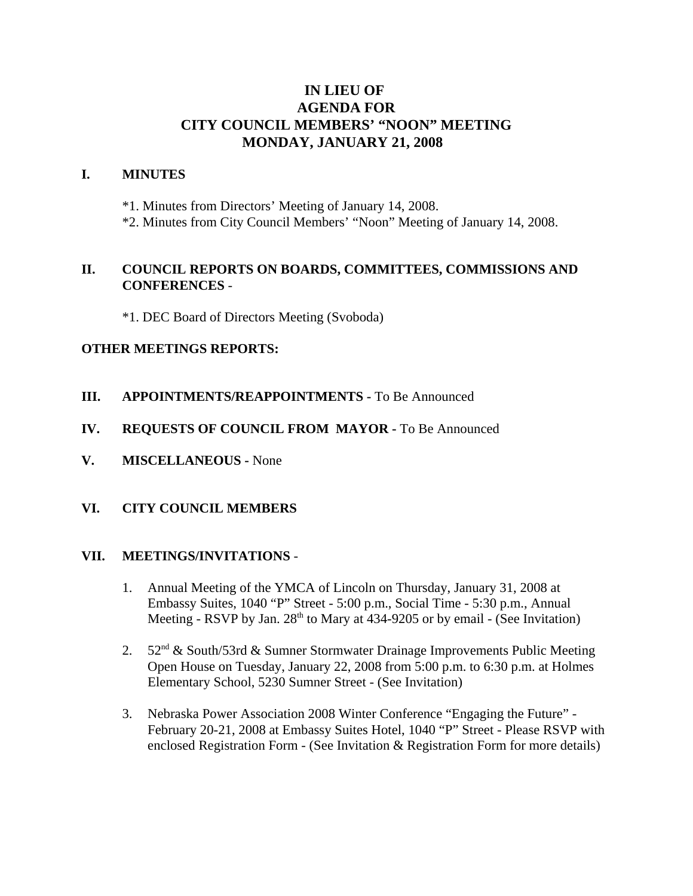# IN LIEU OF
# AGENDA FOR
# CITY COUNCIL MEMBERS' "NOON" MEETING
# MONDAY, JANUARY 21, 2008

## I. MINUTES

*1. Minutes from Directors' Meeting of January 14, 2008.

*2. Minutes from City Council Members' "Noon" Meeting of January 14, 2008.

## II. COUNCIL REPORTS ON BOARDS, COMMITTEES, COMMISSIONS AND CONFERENCES -

*1. DEC Board of Directors Meeting (Svoboda)

## OTHER MEETINGS REPORTS:

## III. APPOINTMENTS/REAPPOINTMENTS - To Be Announced

## IV. REQUESTS OF COUNCIL FROM MAYOR - To Be Announced

## V. MISCELLANEOUS - None

## VI. CITY COUNCIL MEMBERS

## VII. MEETINGS/INVITATIONS -

1. Annual Meeting of the YMCA of Lincoln on Thursday, January 31, 2008 at Embassy Suites, 1040 "P" Street - 5:00 p.m., Social Time - 5:30 p.m., Annual Meeting - RSVP by Jan. 28th to Mary at 434-9205 or by email - (See Invitation)

2. 52nd & South/53rd & Sumner Stormwater Drainage Improvements Public Meeting Open House on Tuesday, January 22, 2008 from 5:00 p.m. to 6:30 p.m. at Holmes Elementary School, 5230 Sumner Street - (See Invitation)

3. Nebraska Power Association 2008 Winter Conference "Engaging the Future" - February 20-21, 2008 at Embassy Suites Hotel, 1040 "P" Street - Please RSVP with enclosed Registration Form - (See Invitation & Registration Form for more details)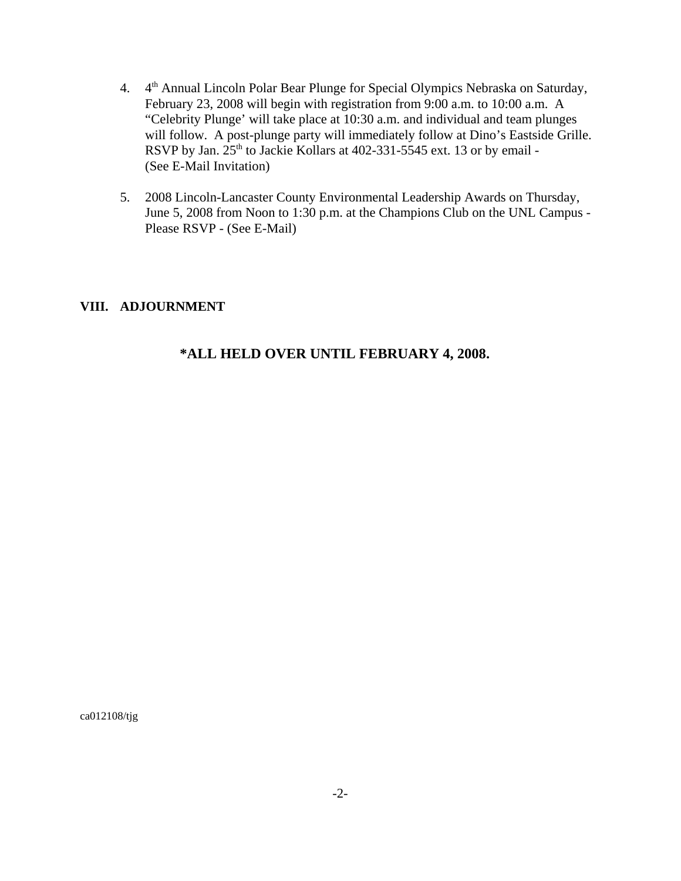4. 4th Annual Lincoln Polar Bear Plunge for Special Olympics Nebraska on Saturday, February 23, 2008 will begin with registration from 9:00 a.m. to 10:00 a.m. A "Celebrity Plunge' will take place at 10:30 a.m. and individual and team plunges will follow. A post-plunge party will immediately follow at Dino's Eastside Grille. RSVP by Jan. 25th to Jackie Kollars at 402-331-5545 ext. 13 or by email - (See E-Mail Invitation)

5. 2008 Lincoln-Lancaster County Environmental Leadership Awards on Thursday, June 5, 2008 from Noon to 1:30 p.m. at the Champions Club on the UNL Campus - Please RSVP - (See E-Mail)

## VIII. ADJOURNMENT

**\*ALL HELD OVER UNTIL FEBRUARY 4, 2008.**

ca012108/tjg